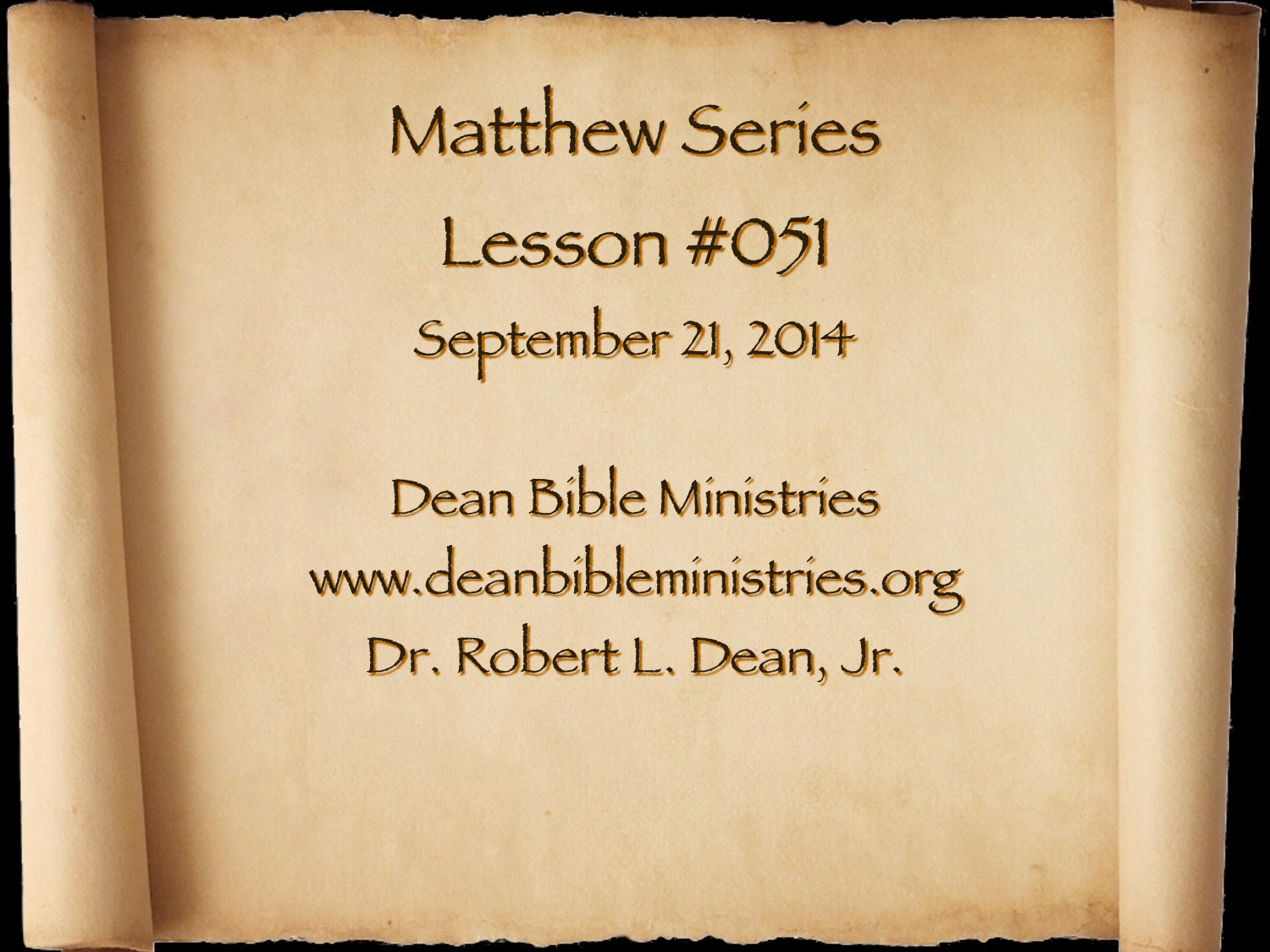# Matthew Series

## Lesson #051

September 21, 2014

Dean Bible Ministries
www.deanbibleministries.org
Dr. Robert L. Dean, Jr.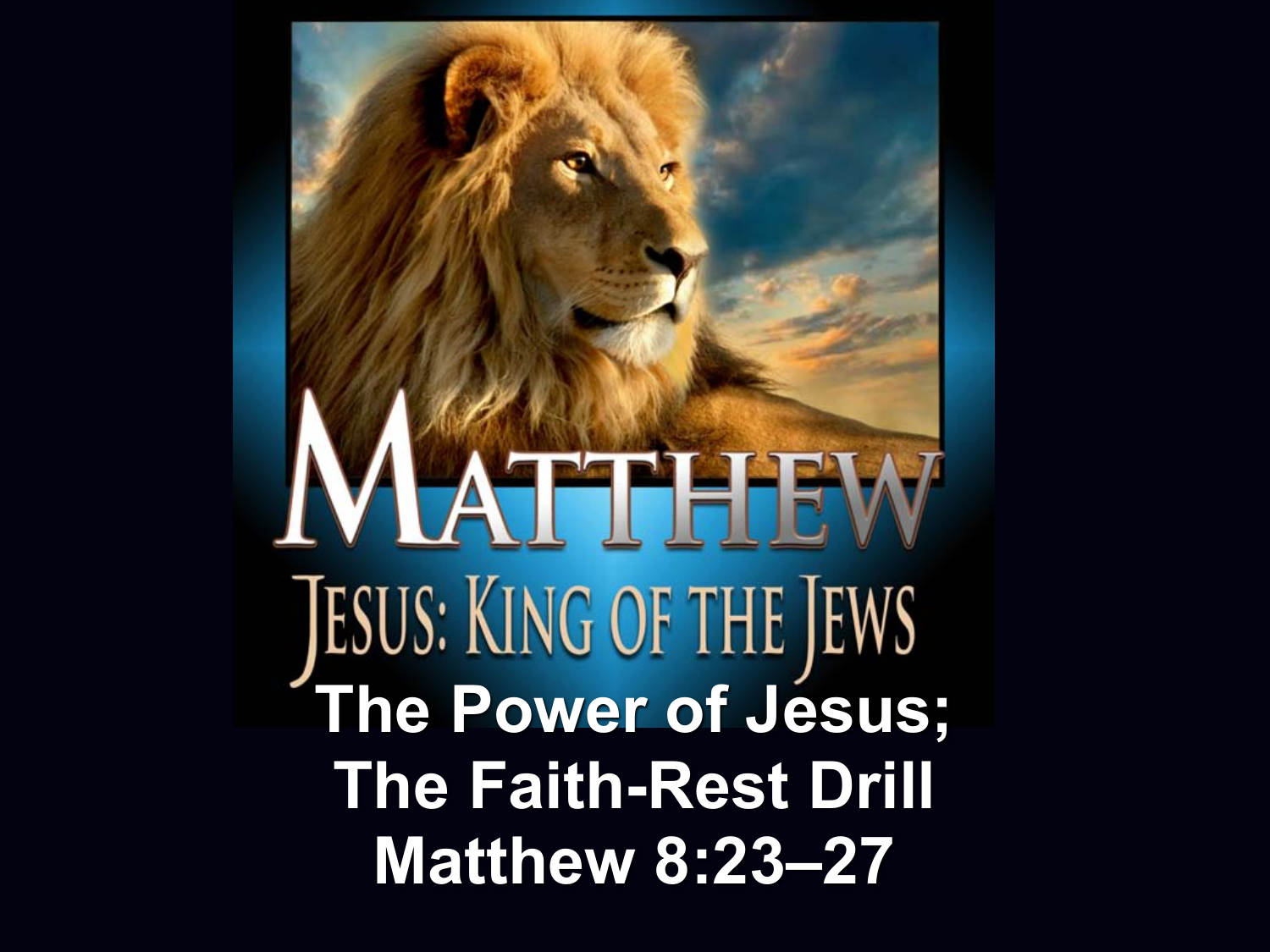# MATTHEW

## JESUS: KING OF THE JEWS

**The Power of Jesus;**
**The Faith-Rest Drill**
**Matthew 8:23–27**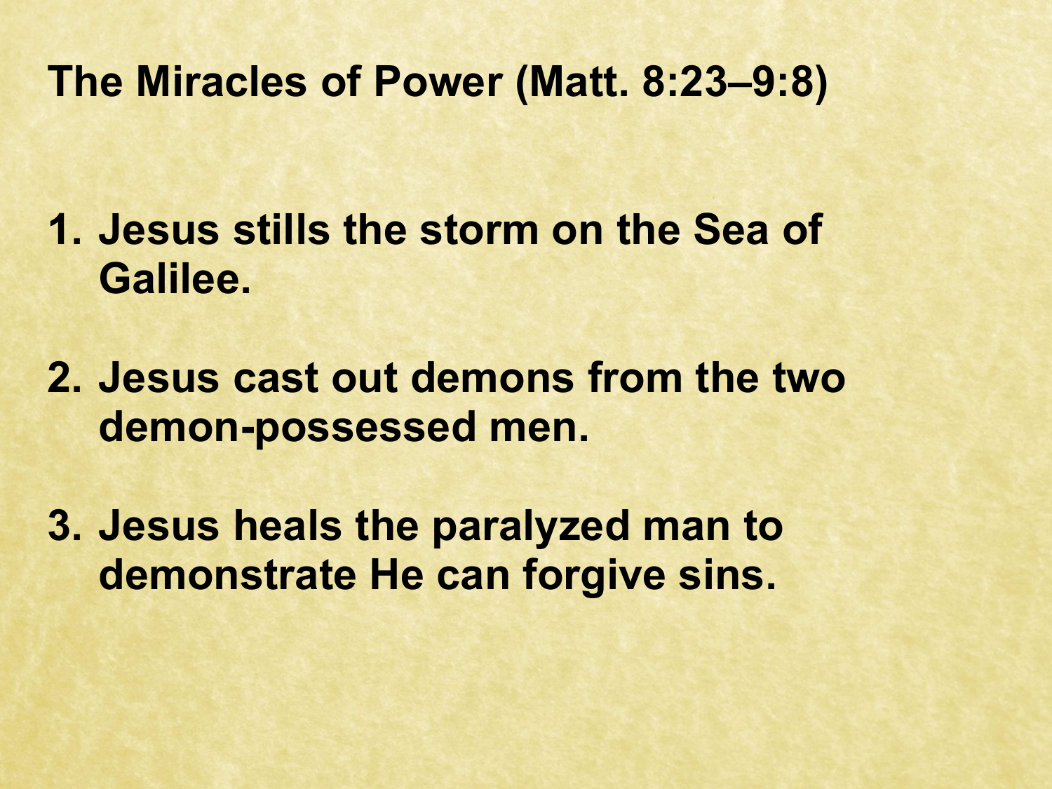## The Miracles of Power (Matt. 8:23–9:8)

1. **Jesus stills the storm on the Sea of Galilee.**

2. **Jesus cast out demons from the two demon-possessed men.**

3. **Jesus heals the paralyzed man to demonstrate He can forgive sins.**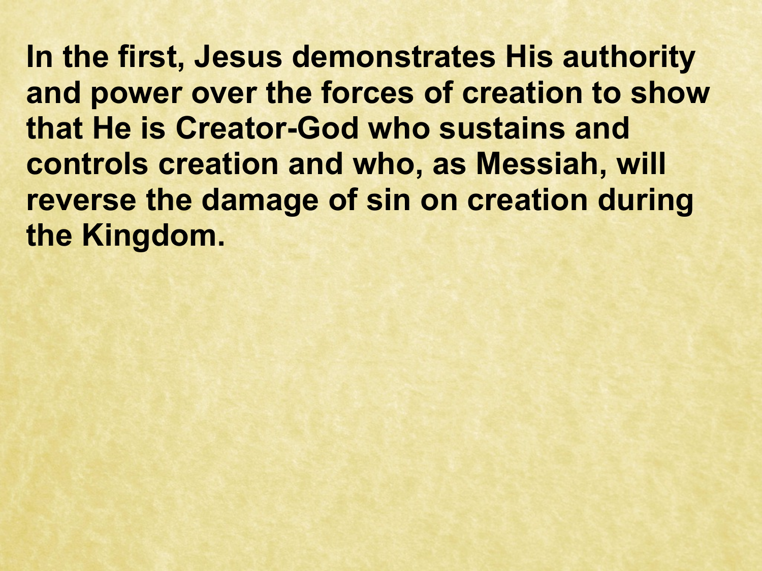**In the first, Jesus demonstrates His authority and power over the forces of creation to show that He is Creator-God who sustains and controls creation and who, as Messiah, will reverse the damage of sin on creation during the Kingdom.**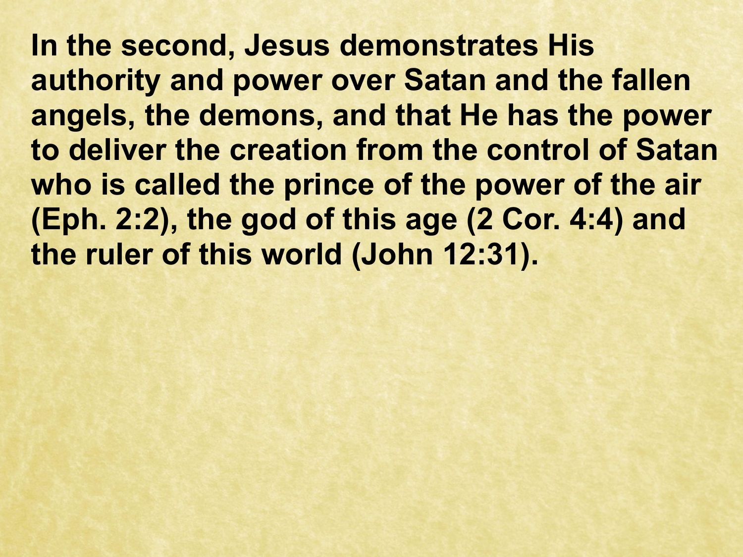**In the second, Jesus demonstrates His authority and power over Satan and the fallen angels, the demons, and that He has the power to deliver the creation from the control of Satan who is called the prince of the power of the air (Eph. 2:2), the god of this age (2 Cor. 4:4) and the ruler of this world (John 12:31).**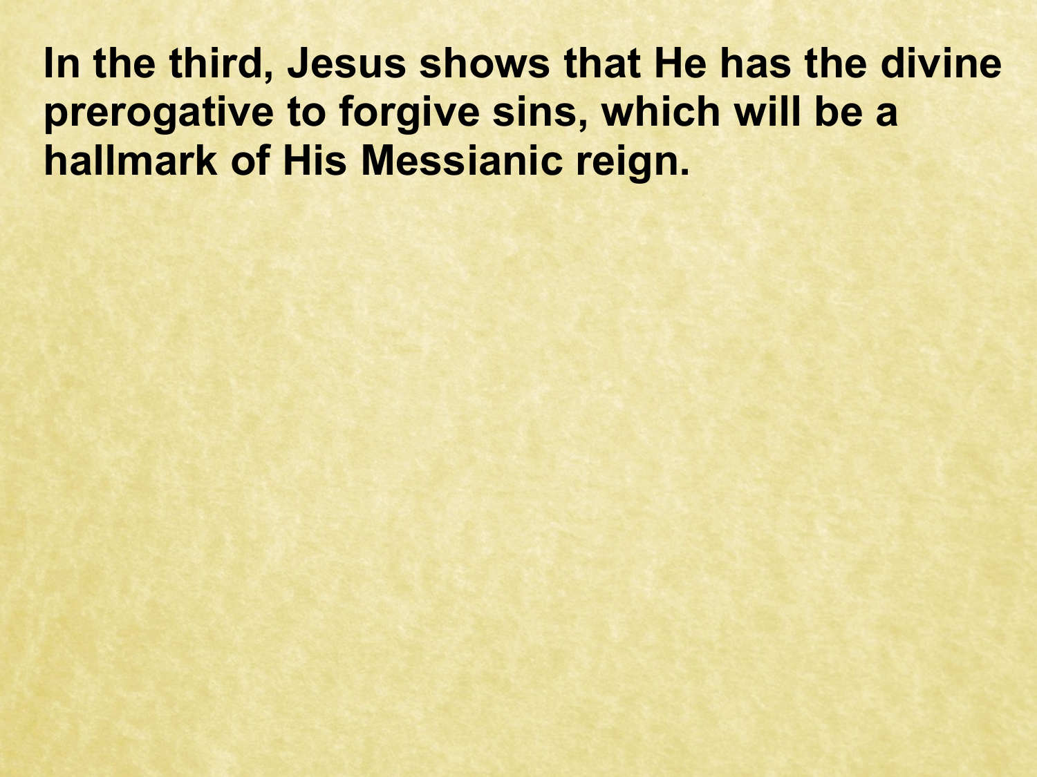**In the third, Jesus shows that He has the divine prerogative to forgive sins, which will be a hallmark of His Messianic reign.**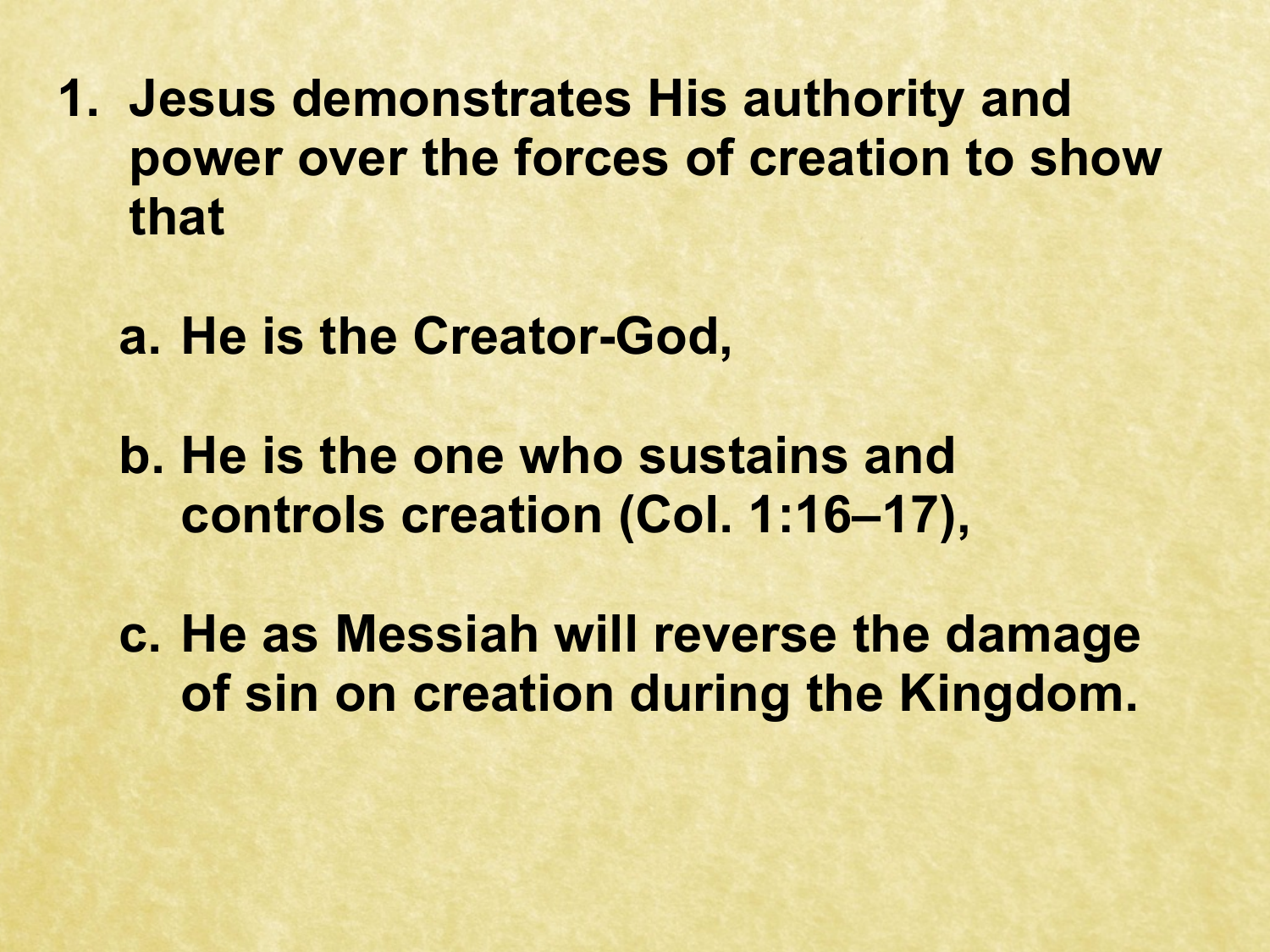1. **Jesus demonstrates His authority and power over the forces of creation to show that**

   a. **He is the Creator-God,**

   b. **He is the one who sustains and controls creation (Col. 1:16–17),**

   c. **He as Messiah will reverse the damage of sin on creation during the Kingdom.**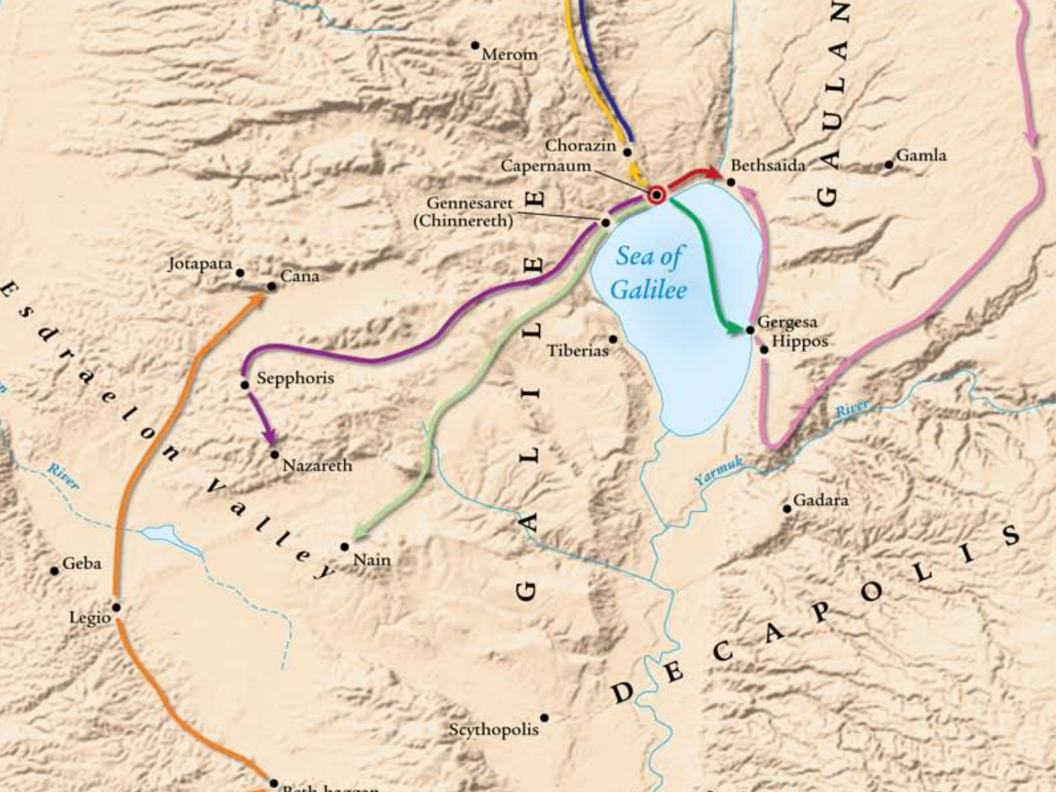Merom

Chorazin

Capernaum

Bethsaida

Gamla

GAULAN

Gennesaret (Chinnereth)

Sea of Galilee

Jotapata

Cana

Esdraelon Valley

Sepphoris

Nazareth

GALILEE

Tiberias

Gergesa

Hippos

Yarmuk River

Gadara

River

Nain

Geba

Legio

DECAPOLIS

Scythopolis

Beth-haggan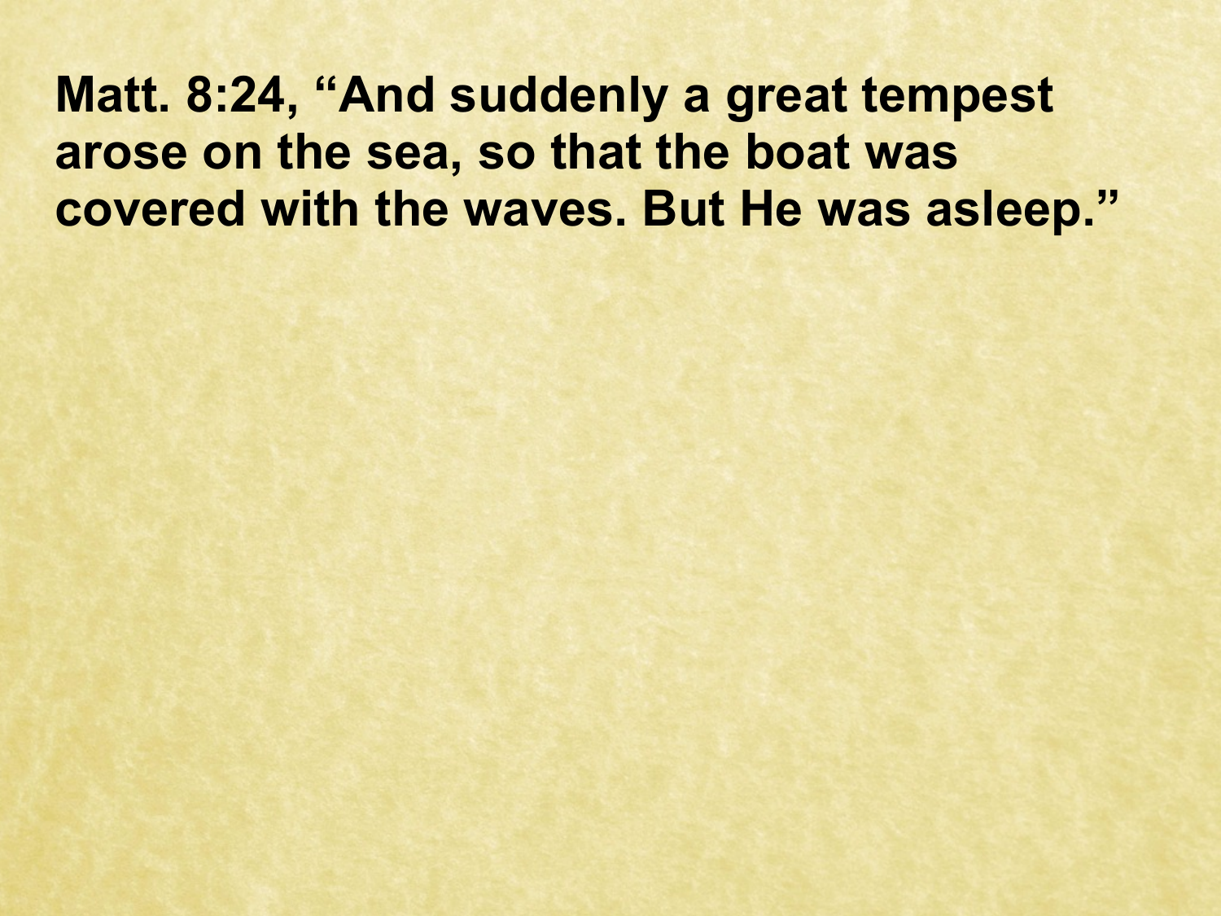**Matt. 8:24, "And suddenly a great tempest arose on the sea, so that the boat was covered with the waves. But He was asleep."**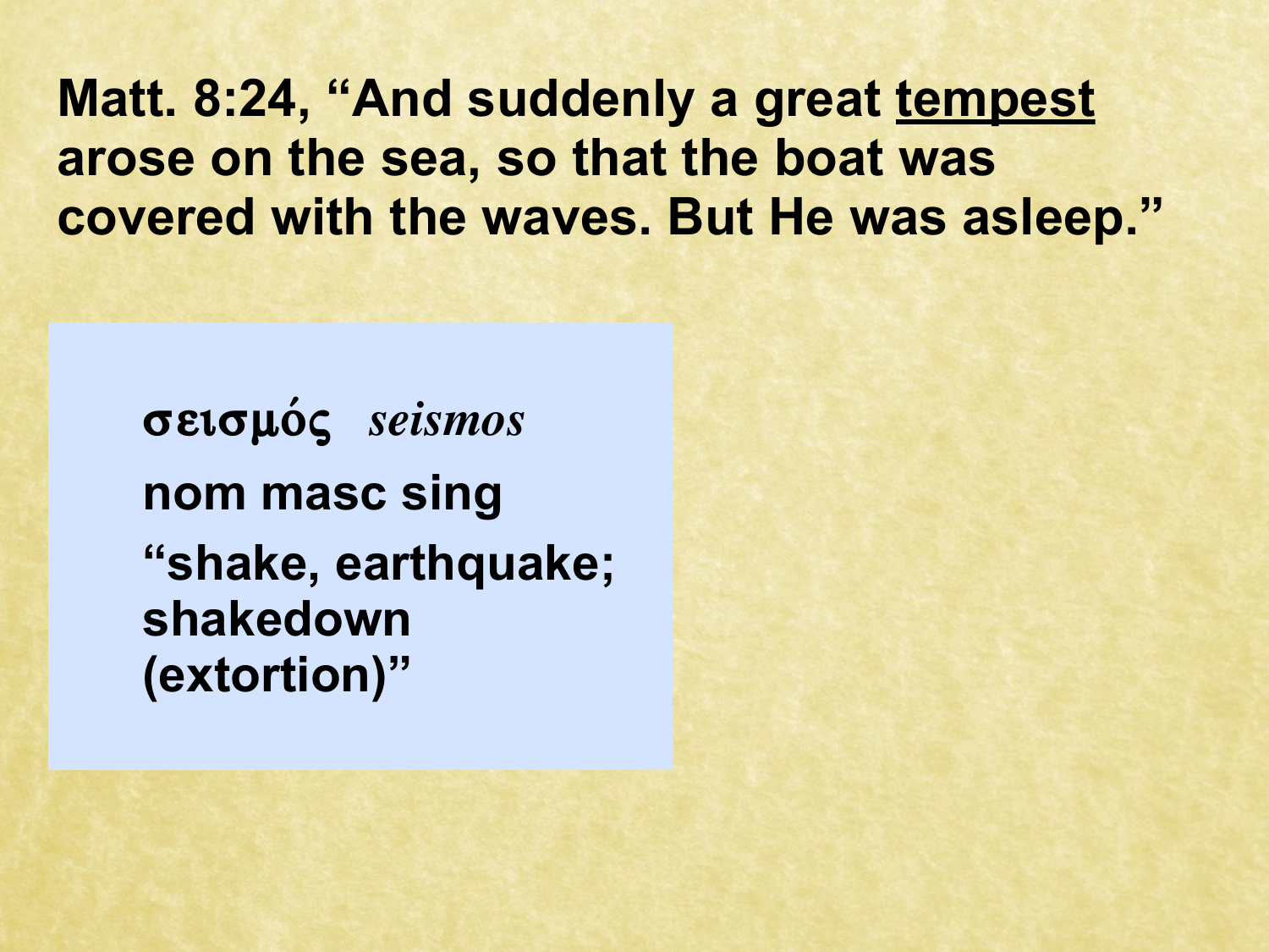**Matt. 8:24, "And suddenly a great <u>tempest</u> arose on the sea, so that the boat was covered with the waves. But He was asleep."**

**σεισμός** *seismos*

**nom masc sing**

**"shake, earthquake; shakedown (extortion)"**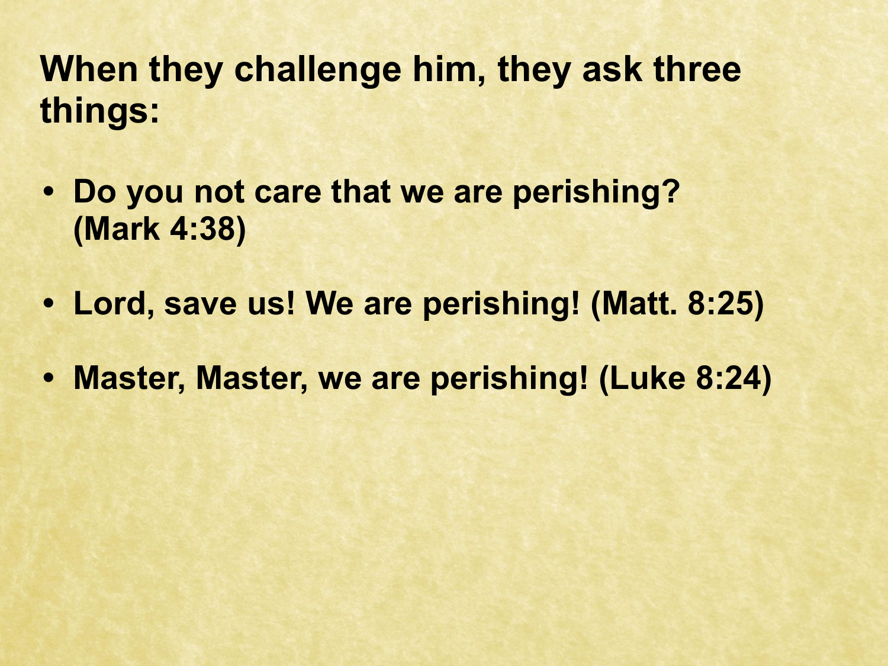## When they challenge him, they ask three things:

- **Do you not care that we are perishing? (Mark 4:38)**
- **Lord, save us! We are perishing! (Matt. 8:25)**
- **Master, Master, we are perishing! (Luke 8:24)**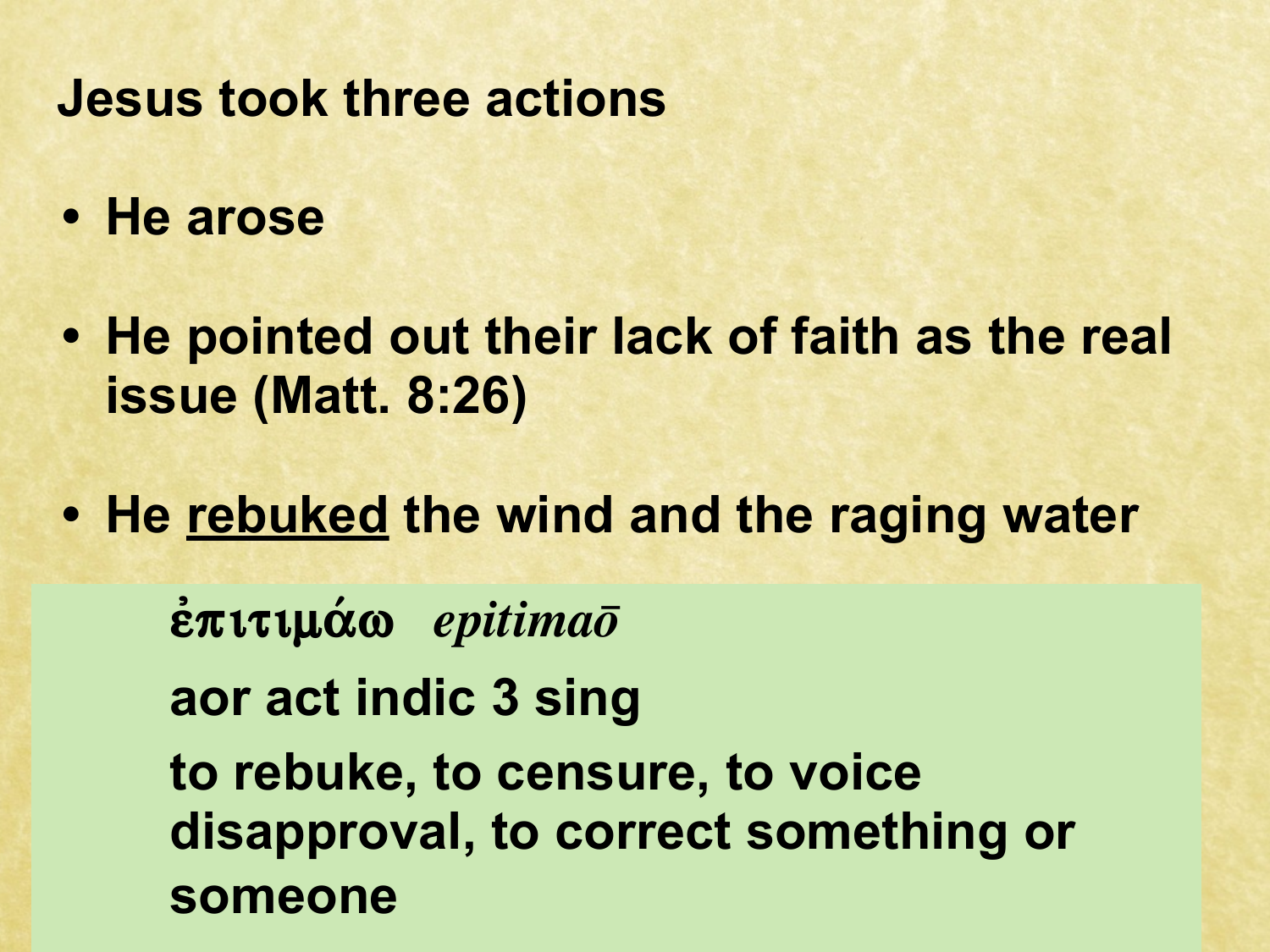## Jesus took three actions

- **He arose**
- **He pointed out their lack of faith as the real issue (Matt. 8:26)**
- **He <u>rebuked</u> the wind and the raging water**

**ἐπιτιμάω** *epitimaō*

**aor act indic 3 sing**

**to rebuke, to censure, to voice disapproval, to correct something or someone**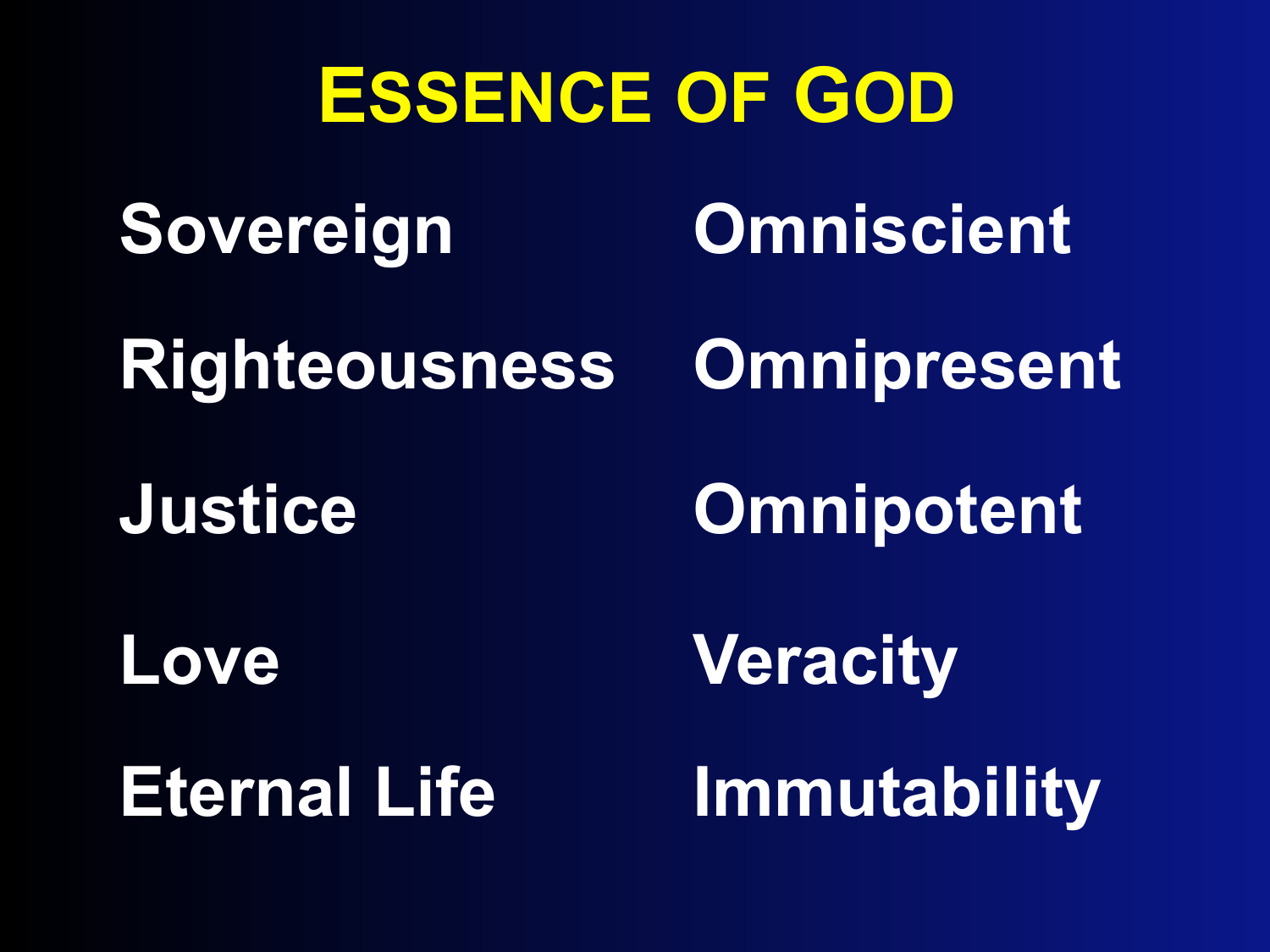# ESSENCE OF GOD

- Sovereign
- Righteousness
- Justice
- Love
- Eternal Life
- Omniscient
- Omnipresent
- Omnipotent
- Veracity
- Immutability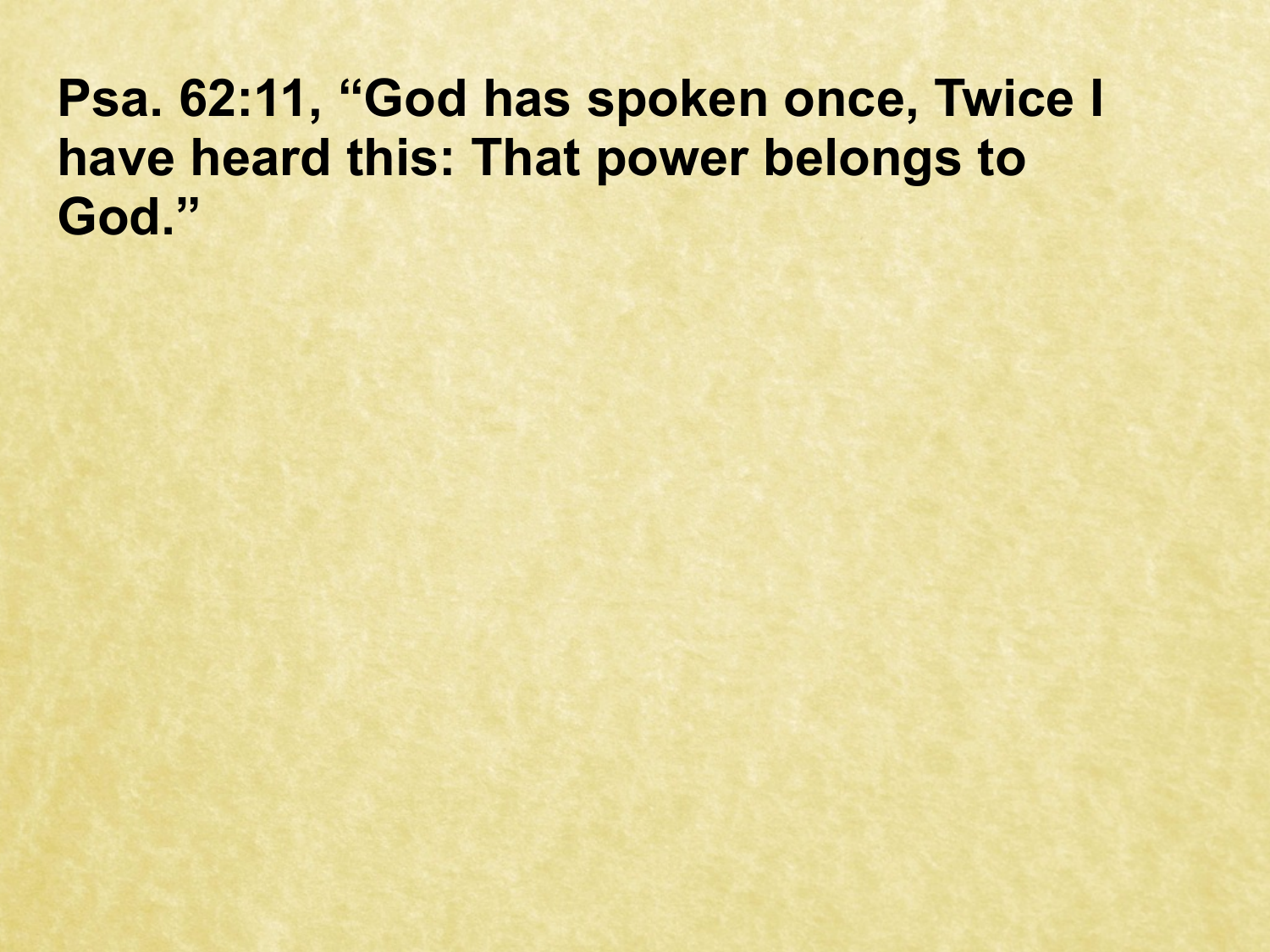**Psa. 62:11, “God has spoken once, Twice I have heard this: That power belongs to God.”**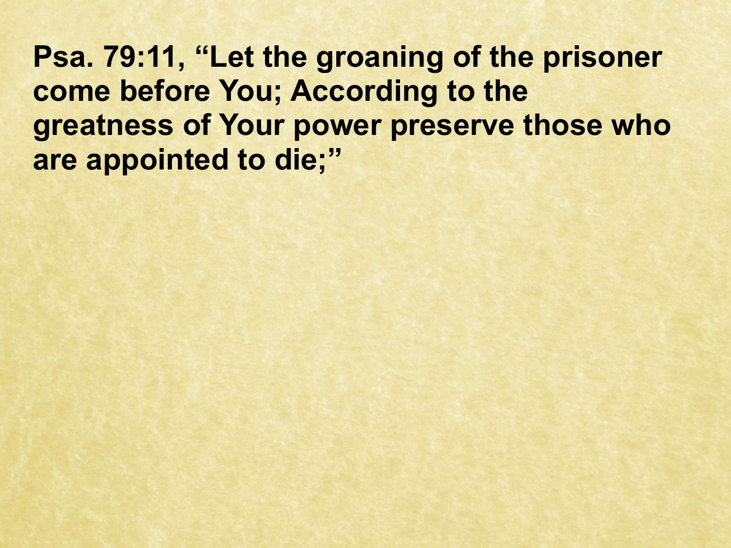**Psa. 79:11, “Let the groaning of the prisoner come before You; According to the greatness of Your power preserve those who are appointed to die;”**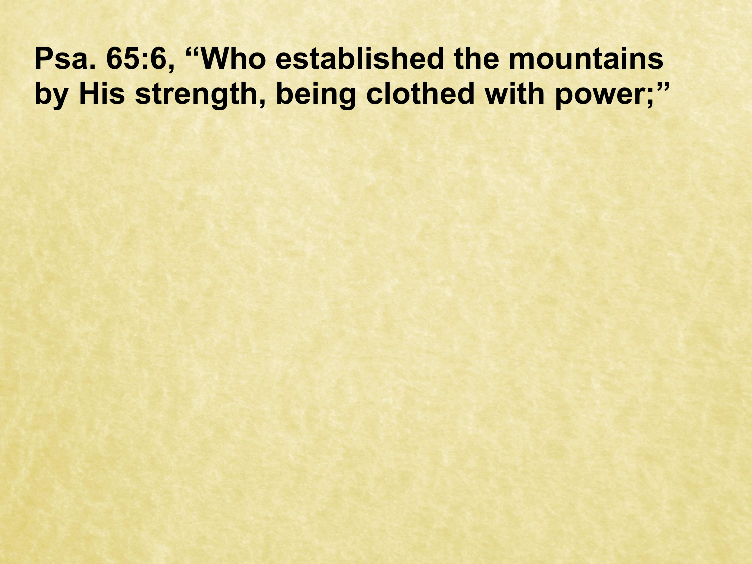**Psa. 65:6, “Who established the mountains by His strength, being clothed with power;”**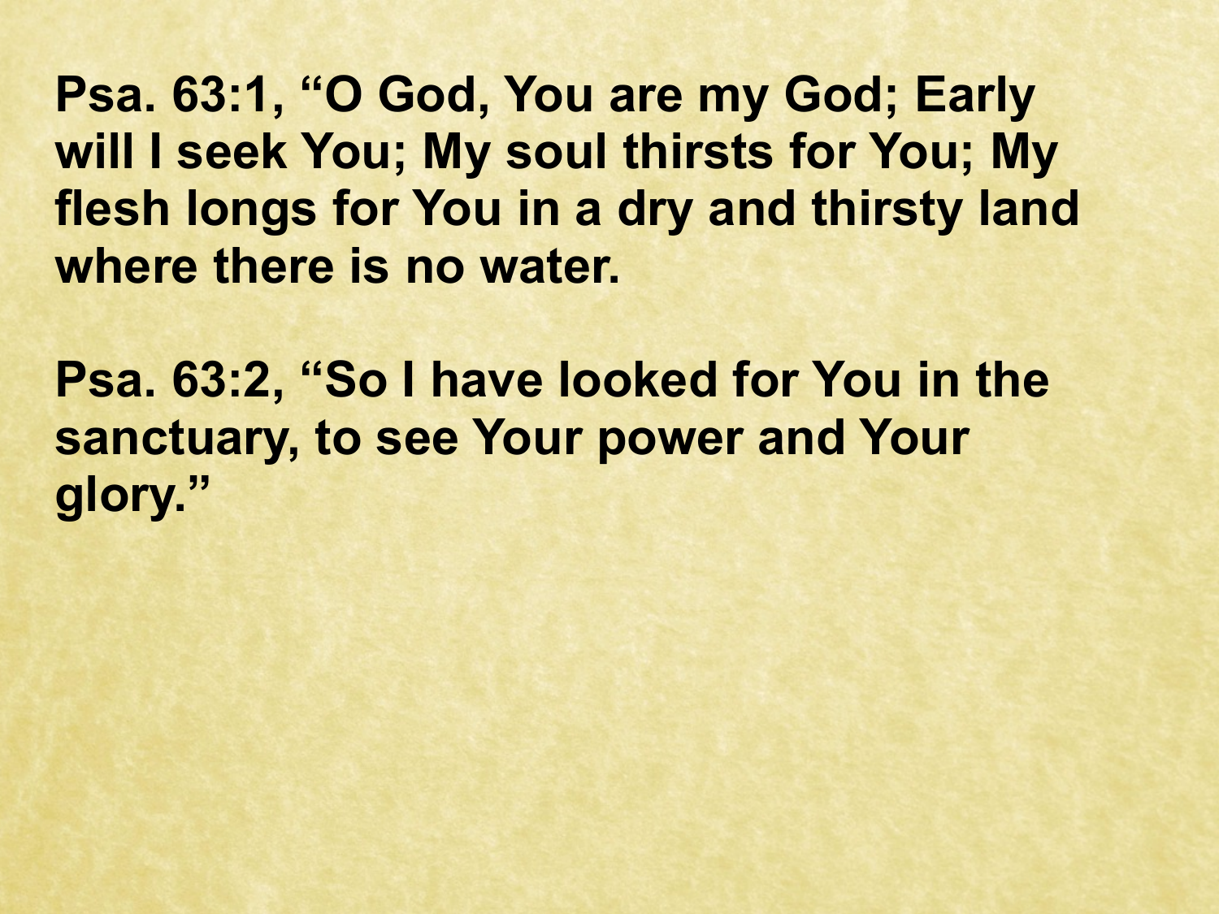**Psa. 63:1, “O God, You are my God; Early will I seek You; My soul thirsts for You; My flesh longs for You in a dry and thirsty land where there is no water.**

**Psa. 63:2, “So I have looked for You in the sanctuary, to see Your power and Your glory.”**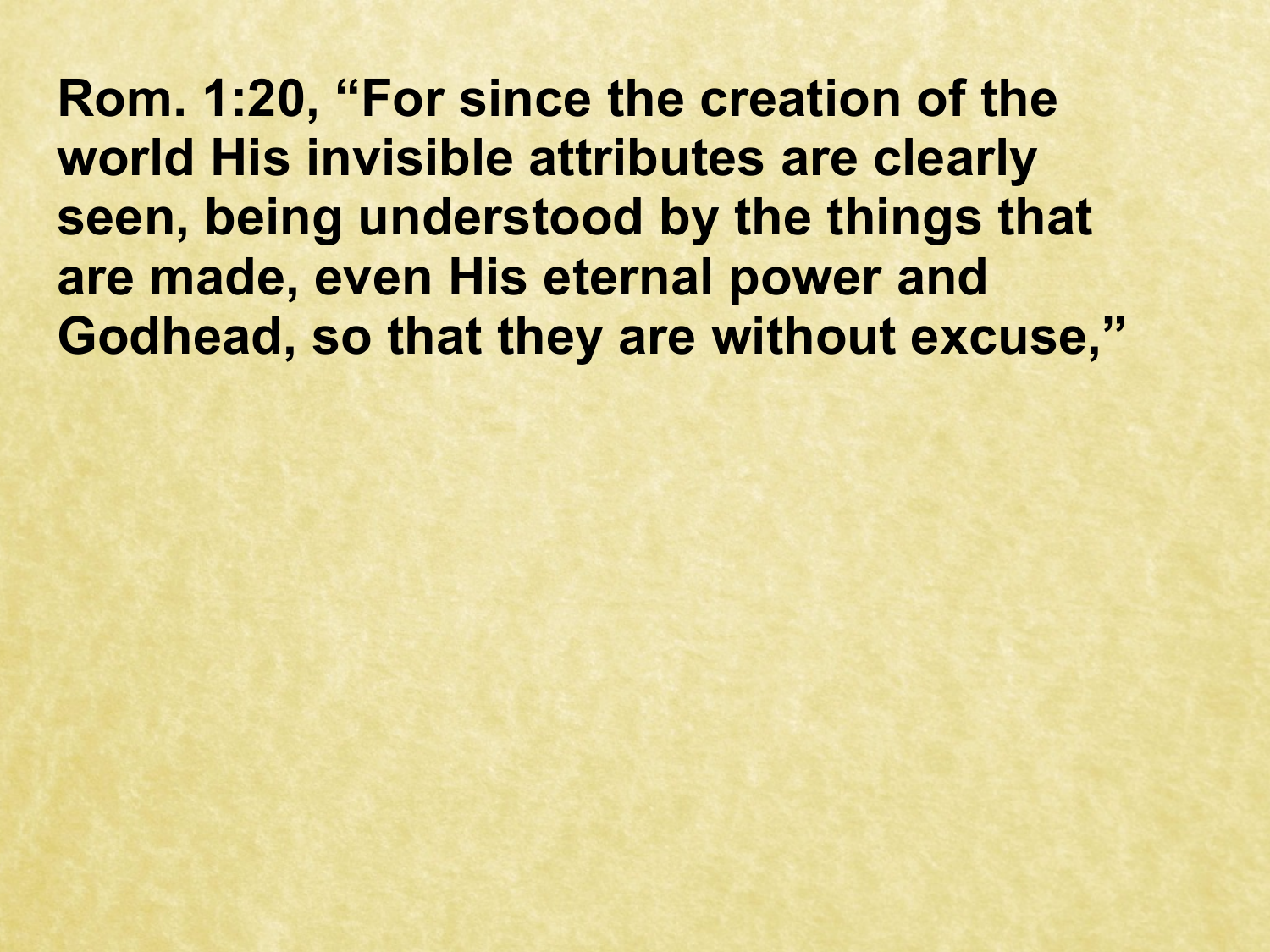**Rom. 1:20, “For since the creation of the world His invisible attributes are clearly seen, being understood by the things that are made, even His eternal power and Godhead, so that they are without excuse,”**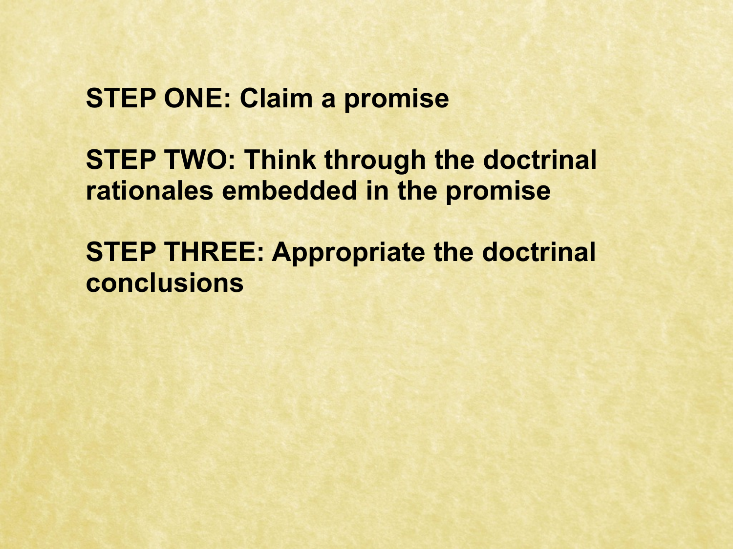**STEP ONE: Claim a promise**

**STEP TWO: Think through the doctrinal rationales embedded in the promise**

**STEP THREE: Appropriate the doctrinal conclusions**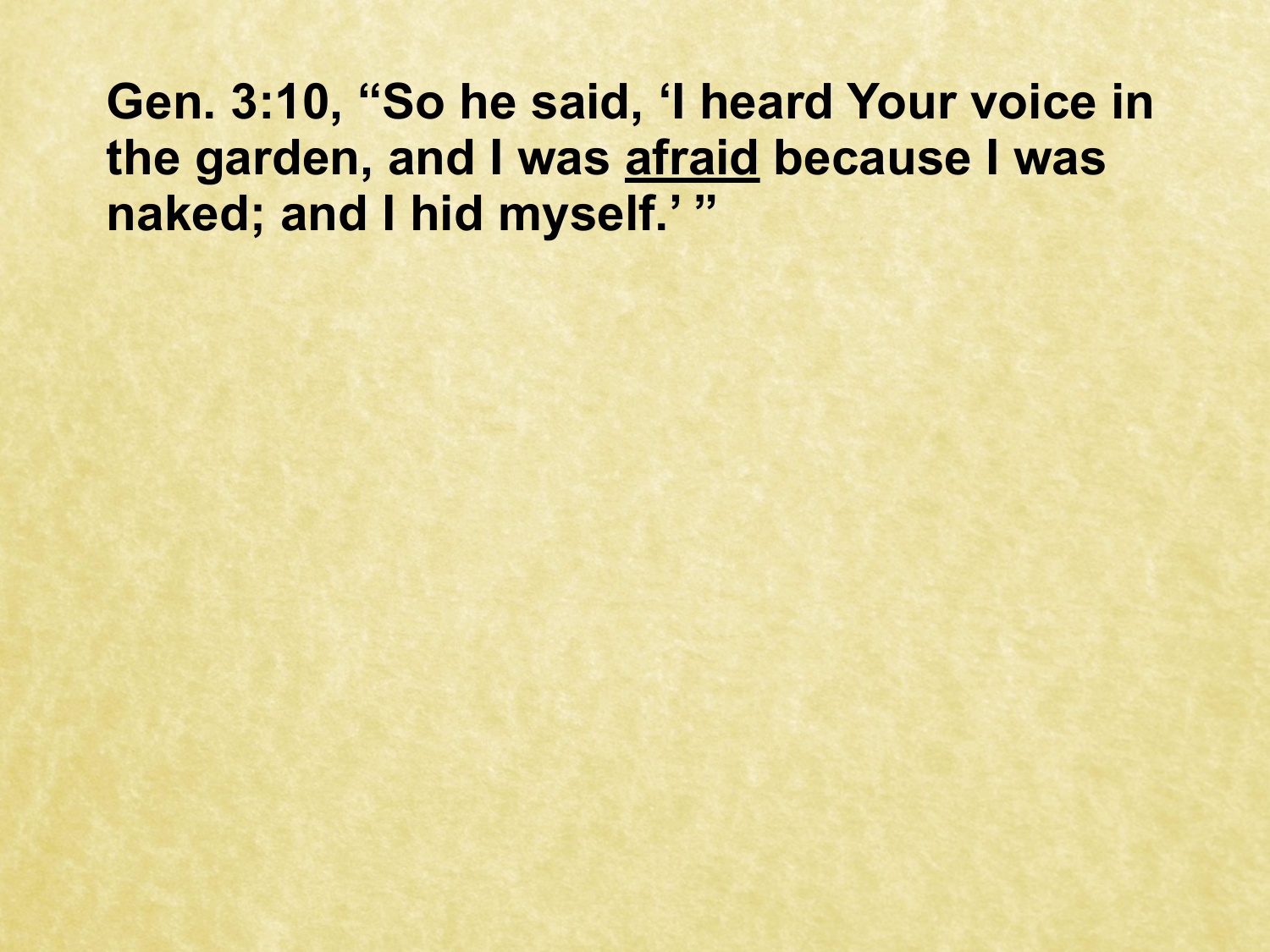**Gen. 3:10, "So he said, 'I heard Your voice in the garden, and I was <u>afraid</u> because I was naked; and I hid myself.' "**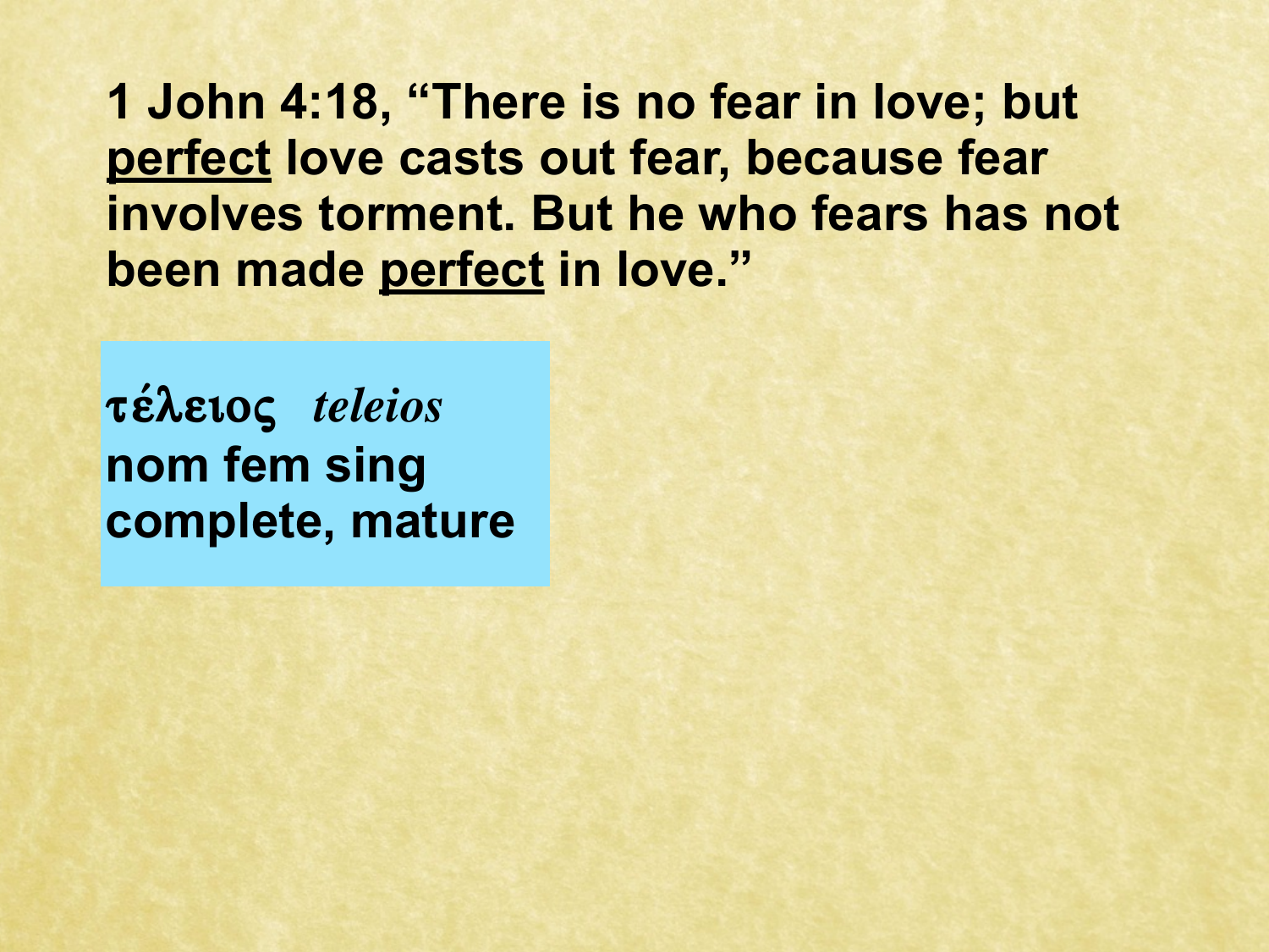**1 John 4:18, “There is no fear in love; but <u>perfect</u> love casts out fear, because fear involves torment. But he who fears has not been made <u>perfect</u> in love.”**

**τέλειος** ***teleios***
**nom fem sing**
**complete, mature**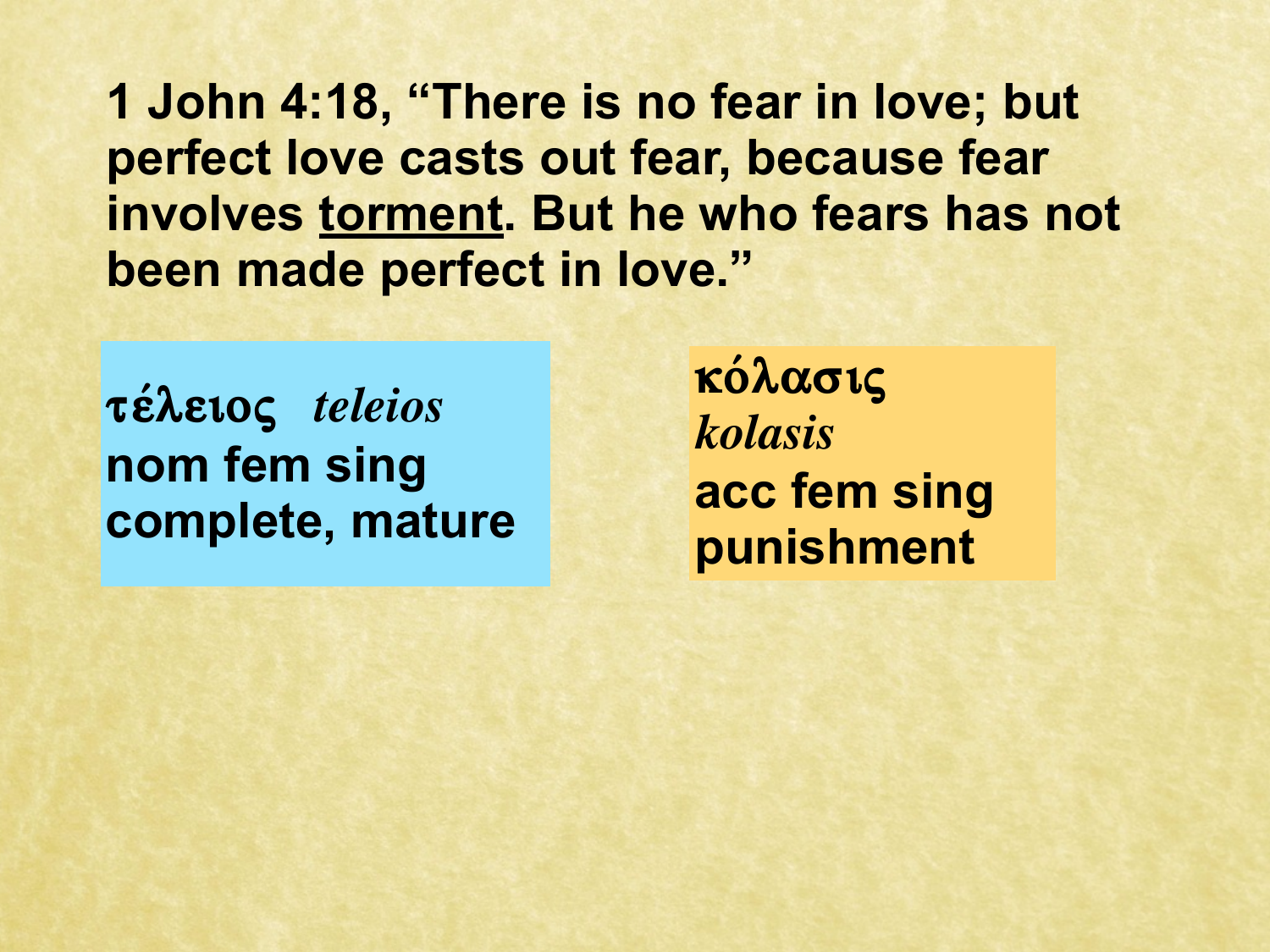**1 John 4:18, “There is no fear in love; but perfect love casts out fear, because fear involves <u>torment</u>. But he who fears has not been made perfect in love.”**

**τέλειος** *teleios*
**nom fem sing**
**complete, mature**

**κόλασις**
*kolasis*
**acc fem sing**
**punishment**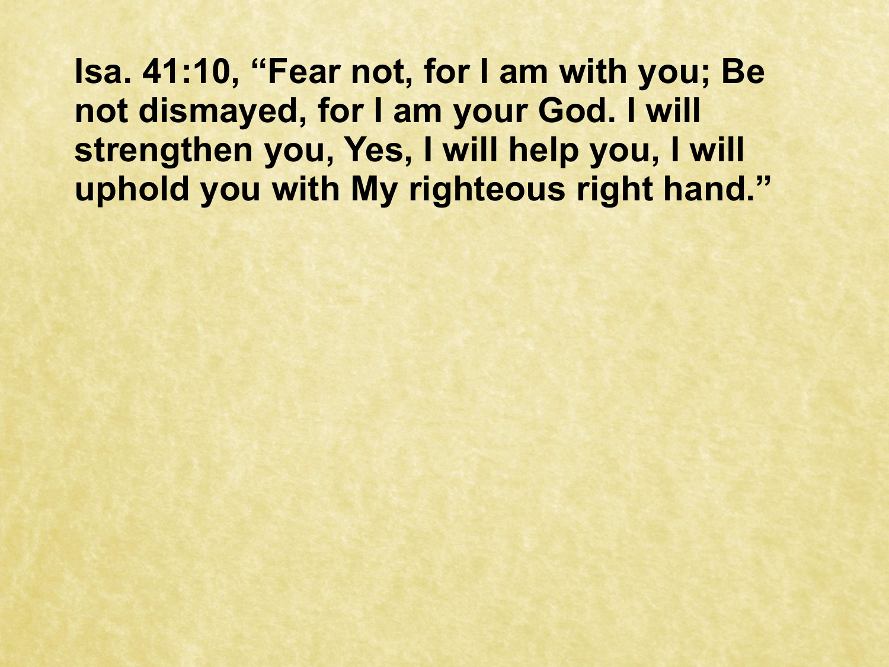**Isa. 41:10, "Fear not, for I am with you; Be not dismayed, for I am your God. I will strengthen you, Yes, I will help you, I will uphold you with My righteous right hand."**